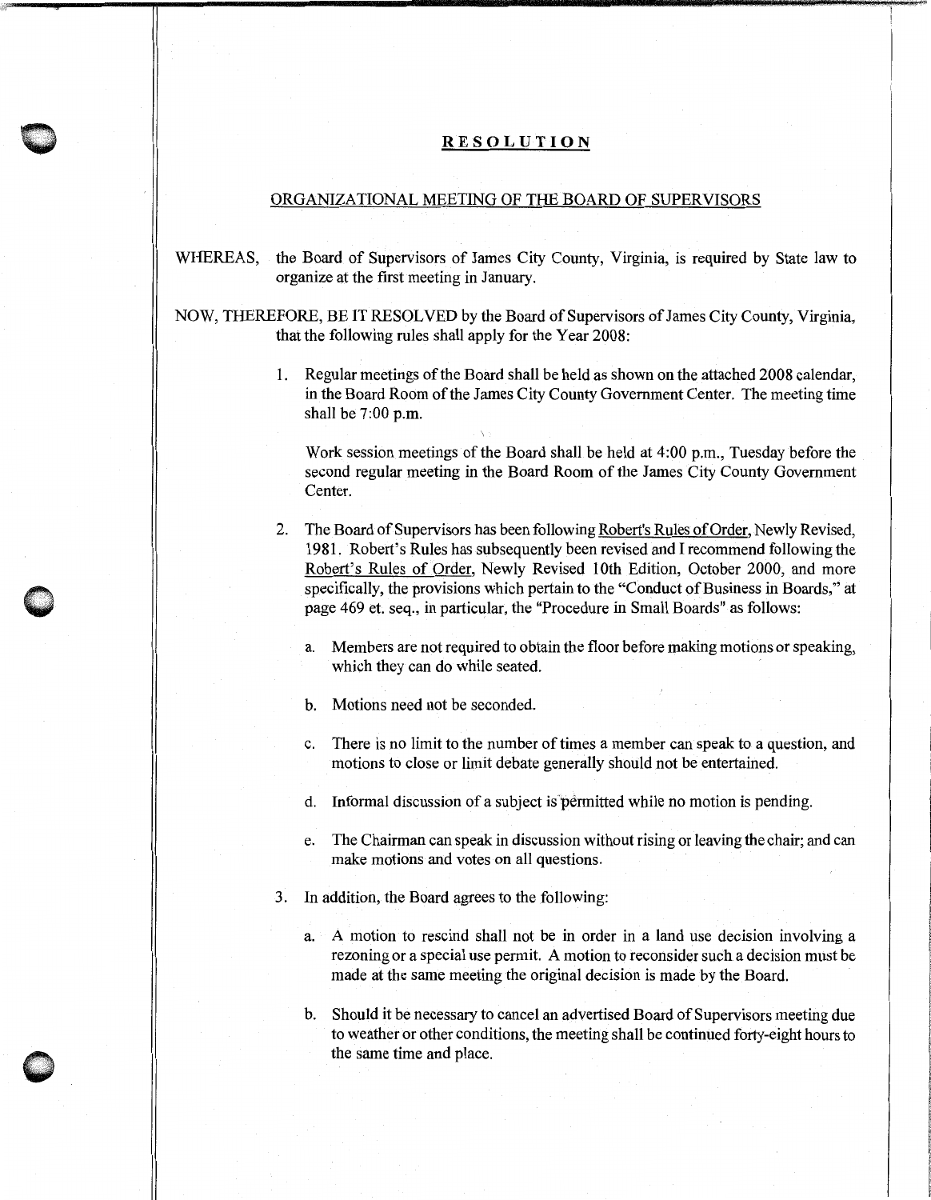# RESOLUTION

## ORGANIZATIONAL MEETING OF THE BOARD OF SUPERVISORS

WHEREAS, the Board of Supervisors of James City County, Virginia, is required by State law to organize at the first meeting in January.

NOW, THEREFORE, BE IT RESOLVED by the Board of Supervisors of James City County, Virginia, that the following rules shall apply for the Year 2008:

1. Regular meetings of the Board shall be held as shown on the attached 2008 calendar, in the Board Room of the James City County Government Center. The meeting time shall be 7:00 p.m.

   Work session meetings of the Board shall be held at 4:00 p.m., Tuesday before the second regular meeting in the Board Room of the James City County Government Center.

2. The Board of Supervisors has been following Robert's Rules of Order, Newly Revised, 1981. Robert's Rules has subsequently been revised and I recommend following the Robert's Rules of Order, Newly Revised 10th Edition, October 2000, and more specifically, the provisions which pertain to the "Conduct of Business in Boards," at page 469 et. seq., in particular, the "Procedure in Small Boards" as follows:

   a. Members are not required to obtain the floor before making motions or speaking, which they can do while seated.

   b. Motions need not be seconded.

   c. There is no limit to the number of times a member can speak to a question, and motions to close or limit debate generally should not be entertained.

   d. Informal discussion of a subject is permitted while no motion is pending.

   e. The Chairman can speak in discussion without rising or leaving the chair; and can make motions and votes on all questions.

3. In addition, the Board agrees to the following:

   a. A motion to rescind shall not be in order in a land use decision involving a rezoning or a special use permit. A motion to reconsider such a decision must be made at the same meeting the original decision is made by the Board.

   b. Should it be necessary to cancel an advertised Board of Supervisors meeting due to weather or other conditions, the meeting shall be continued forty-eight hours to the same time and place.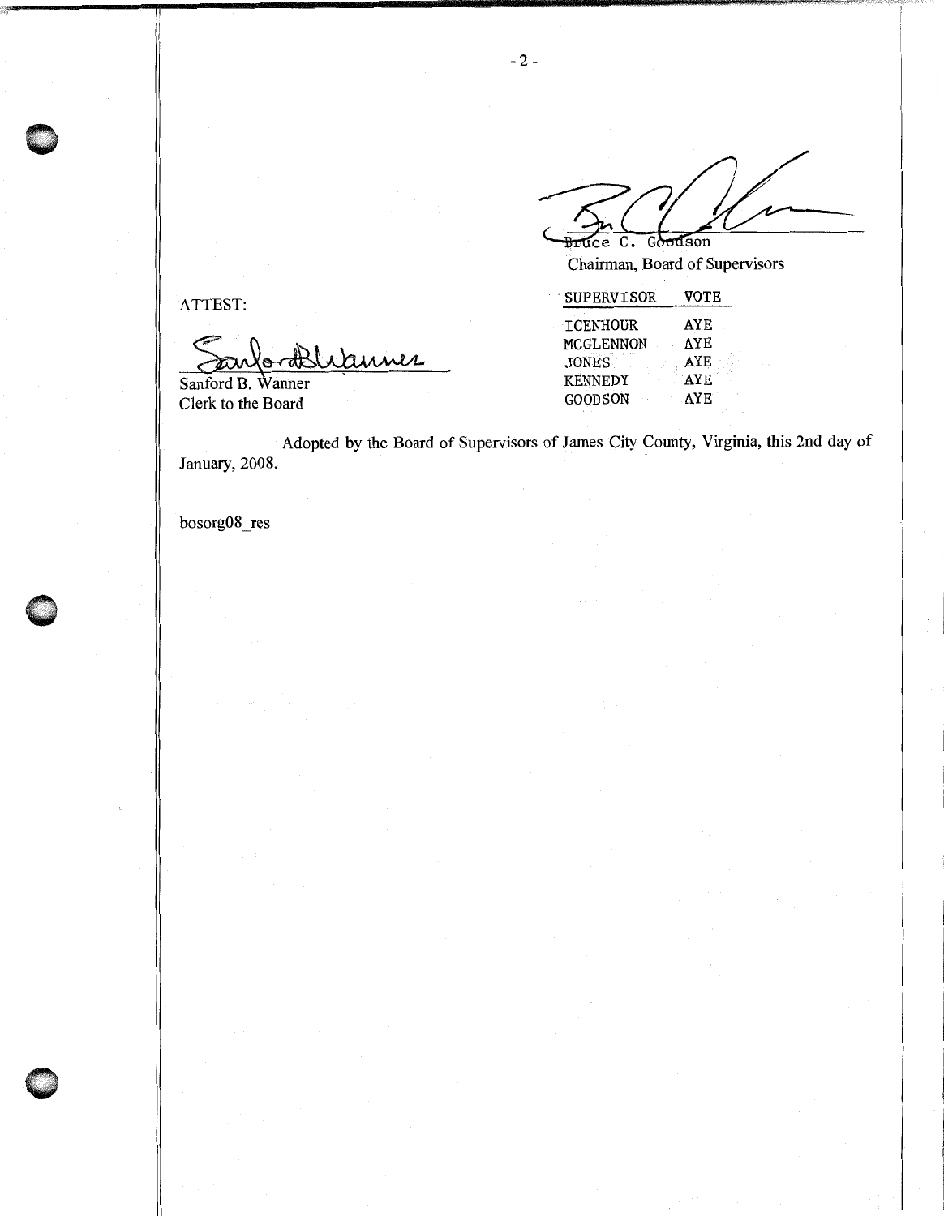Bruce C. Goodson
Chairman, Board of Supervisors

ATTEST:

Sanford B. Wanner
Clerk to the Board

| SUPERVISOR | VOTE |
|---|---|
| ICENHOUR | AYE |
| MCGLENNON | AYE |
| JONES | AYE |
| KENNEDY | AYE |
| GOODSON | AYE |

Adopted by the Board of Supervisors of James City County, Virginia, this 2nd day of January, 2008.

bosorg08_res